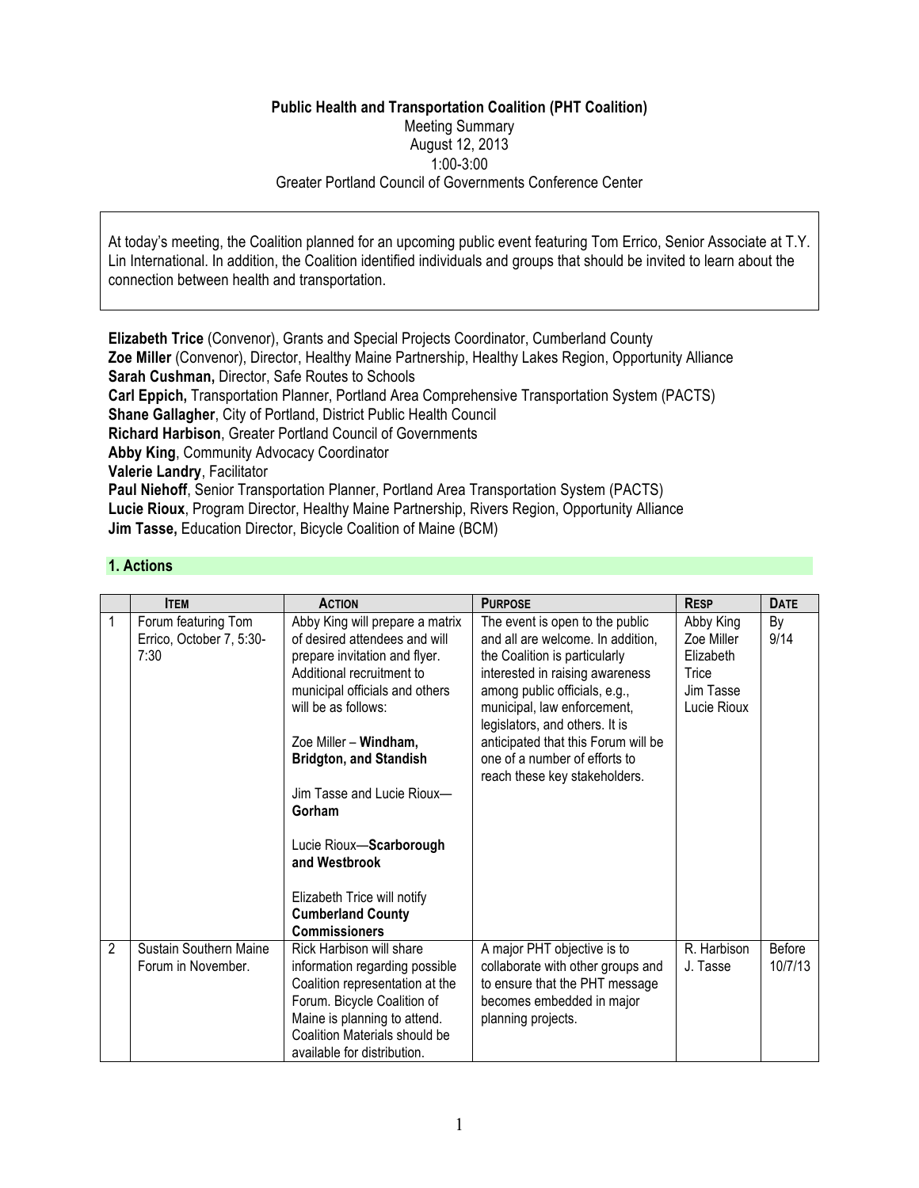**Public Health and Transportation Coalition (PHT Coalition)**

Meeting Summary
August 12, 2013
1:00-3:00
Greater Portland Council of Governments Conference Center

At today's meeting, the Coalition planned for an upcoming public event featuring Tom Errico, Senior Associate at T.Y. Lin International. In addition, the Coalition identified individuals and groups that should be invited to learn about the connection between health and transportation.

**Elizabeth Trice** (Convenor), Grants and Special Projects Coordinator, Cumberland County
**Zoe Miller** (Convenor), Director, Healthy Maine Partnership, Healthy Lakes Region, Opportunity Alliance
**Sarah Cushman,** Director, Safe Routes to Schools
**Carl Eppich,** Transportation Planner, Portland Area Comprehensive Transportation System (PACTS)
**Shane Gallagher**, City of Portland, District Public Health Council
**Richard Harbison**, Greater Portland Council of Governments
**Abby King**, Community Advocacy Coordinator
**Valerie Landry**, Facilitator
**Paul Niehoff**, Senior Transportation Planner, Portland Area Transportation System (PACTS)
**Lucie Rioux**, Program Director, Healthy Maine Partnership, Rivers Region, Opportunity Alliance
**Jim Tasse,** Education Director, Bicycle Coalition of Maine (BCM)

## 1. Actions

| | ITEM | ACTION | PURPOSE | RESP | DATE |
|---|---|---|---|---|---|
| 1 | Forum featuring Tom Errico, October 7, 5:30-7:30 | Abby King will prepare a matrix of desired attendees and will prepare invitation and flyer. Additional recruitment to municipal officials and others will be as follows:<br><br>Zoe Miller – **Windham, Bridgton, and Standish**<br><br>Jim Tasse and Lucie Rioux—**Gorham**<br><br>Lucie Rioux—**Scarborough and Westbrook**<br><br>Elizabeth Trice will notify **Cumberland County Commissioners** | The event is open to the public and all are welcome. In addition, the Coalition is particularly interested in raising awareness among public officials, e.g., municipal, law enforcement, legislators, and others. It is anticipated that this Forum will be one of a number of efforts to reach these key stakeholders. | Abby King<br>Zoe Miller<br>Elizabeth Trice<br>Jim Tasse<br>Lucie Rioux | By 9/14 |
| 2 | Sustain Southern Maine Forum in November. | Rick Harbison will share information regarding possible Coalition representation at the Forum. Bicycle Coalition of Maine is planning to attend. Coalition Materials should be available for distribution. | A major PHT objective is to collaborate with other groups and to ensure that the PHT message becomes embedded in major planning projects. | R. Harbison<br>J. Tasse | Before 10/7/13 |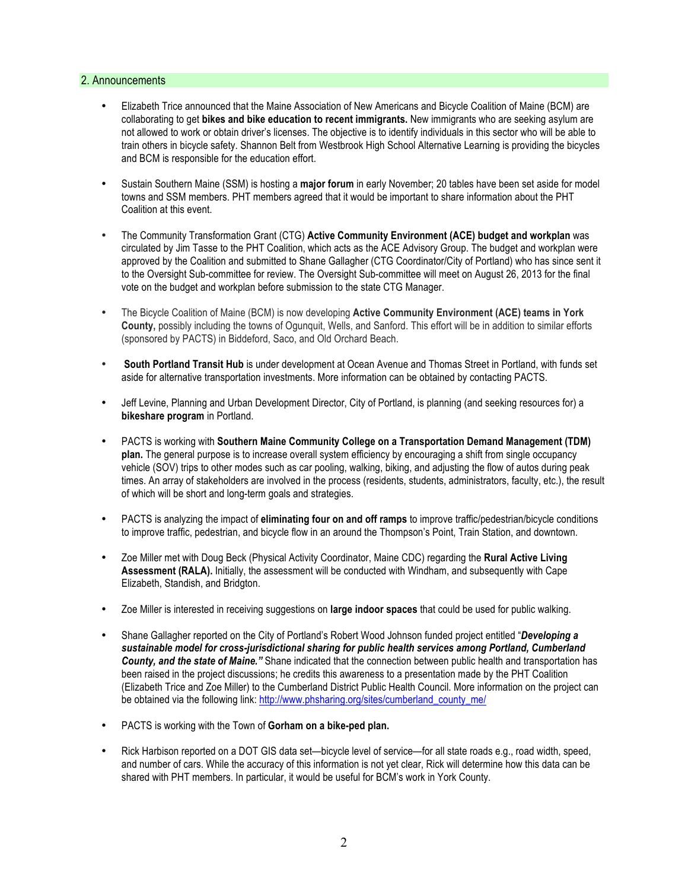## 2. Announcements

- Elizabeth Trice announced that the Maine Association of New Americans and Bicycle Coalition of Maine (BCM) are collaborating to get **bikes and bike education to recent immigrants.** New immigrants who are seeking asylum are not allowed to work or obtain driver's licenses. The objective is to identify individuals in this sector who will be able to train others in bicycle safety. Shannon Belt from Westbrook High School Alternative Learning is providing the bicycles and BCM is responsible for the education effort.

- Sustain Southern Maine (SSM) is hosting a **major forum** in early November; 20 tables have been set aside for model towns and SSM members. PHT members agreed that it would be important to share information about the PHT Coalition at this event.

- The Community Transformation Grant (CTG) **Active Community Environment (ACE) budget and workplan** was circulated by Jim Tasse to the PHT Coalition, which acts as the ACE Advisory Group. The budget and workplan were approved by the Coalition and submitted to Shane Gallagher (CTG Coordinator/City of Portland) who has since sent it to the Oversight Sub-committee for review. The Oversight Sub-committee will meet on August 26, 2013 for the final vote on the budget and workplan before submission to the state CTG Manager.

- The Bicycle Coalition of Maine (BCM) is now developing **Active Community Environment (ACE) teams in York County,** possibly including the towns of Ogunquit, Wells, and Sanford. This effort will be in addition to similar efforts (sponsored by PACTS) in Biddeford, Saco, and Old Orchard Beach.

- **South Portland Transit Hub** is under development at Ocean Avenue and Thomas Street in Portland, with funds set aside for alternative transportation investments. More information can be obtained by contacting PACTS.

- Jeff Levine, Planning and Urban Development Director, City of Portland, is planning (and seeking resources for) a **bikeshare program** in Portland.

- PACTS is working with **Southern Maine Community College on a Transportation Demand Management (TDM) plan.** The general purpose is to increase overall system efficiency by encouraging a shift from single occupancy vehicle (SOV) trips to other modes such as car pooling, walking, biking, and adjusting the flow of autos during peak times. An array of stakeholders are involved in the process (residents, students, administrators, faculty, etc.), the result of which will be short and long-term goals and strategies.

- PACTS is analyzing the impact of **eliminating four on and off ramps** to improve traffic/pedestrian/bicycle conditions to improve traffic, pedestrian, and bicycle flow in an around the Thompson's Point, Train Station, and downtown.

- Zoe Miller met with Doug Beck (Physical Activity Coordinator, Maine CDC) regarding the **Rural Active Living Assessment (RALA).** Initially, the assessment will be conducted with Windham, and subsequently with Cape Elizabeth, Standish, and Bridgton.

- Zoe Miller is interested in receiving suggestions on **large indoor spaces** that could be used for public walking.

- Shane Gallagher reported on the City of Portland's Robert Wood Johnson funded project entitled "***Developing a sustainable model for cross-jurisdictional sharing for public health services among Portland, Cumberland County, and the state of Maine.***" Shane indicated that the connection between public health and transportation has been raised in the project discussions; he credits this awareness to a presentation made by the PHT Coalition (Elizabeth Trice and Zoe Miller) to the Cumberland District Public Health Council. More information on the project can be obtained via the following link: http://www.phsharing.org/sites/cumberland_county_me/

- PACTS is working with the Town of **Gorham on a bike-ped plan.**

- Rick Harbison reported on a DOT GIS data set—bicycle level of service—for all state roads e.g., road width, speed, and number of cars. While the accuracy of this information is not yet clear, Rick will determine how this data can be shared with PHT members. In particular, it would be useful for BCM's work in York County.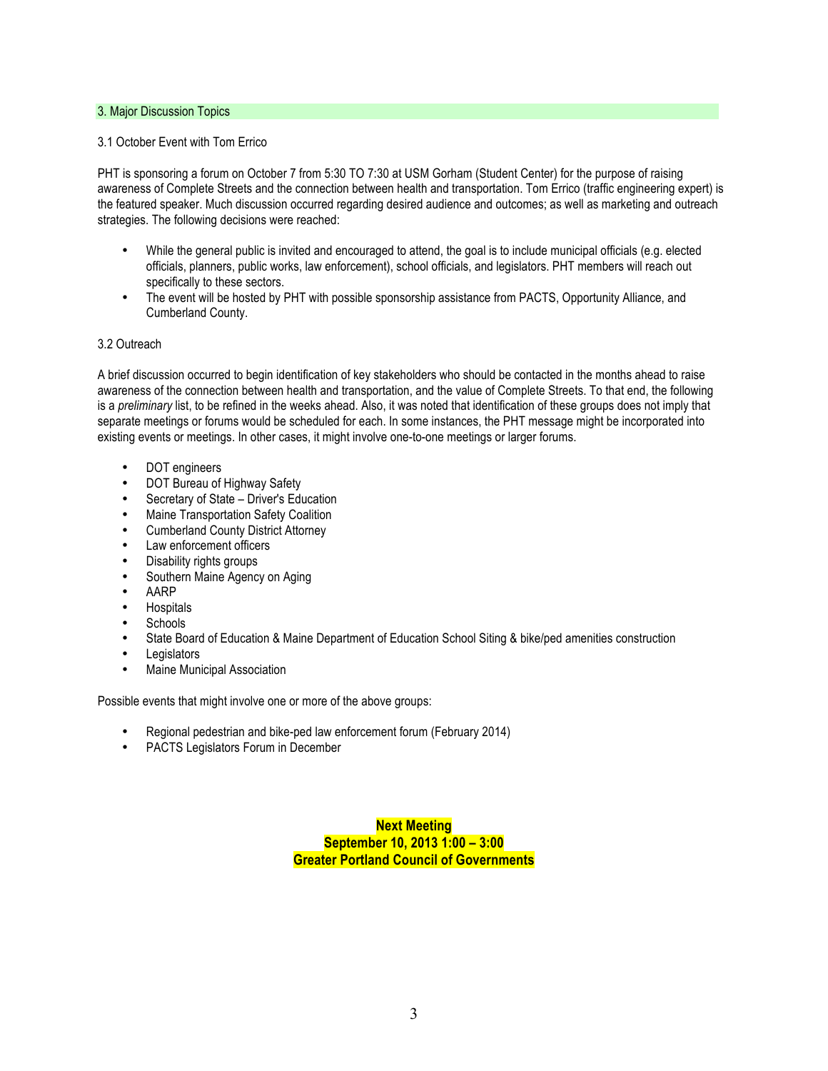## 3. Major Discussion Topics

### 3.1 October Event with Tom Errico

PHT is sponsoring a forum on October 7 from 5:30 TO 7:30 at USM Gorham (Student Center) for the purpose of raising awareness of Complete Streets and the connection between health and transportation. Tom Errico (traffic engineering expert) is the featured speaker. Much discussion occurred regarding desired audience and outcomes; as well as marketing and outreach strategies. The following decisions were reached:

- While the general public is invited and encouraged to attend, the goal is to include municipal officials (e.g. elected officials, planners, public works, law enforcement), school officials, and legislators. PHT members will reach out specifically to these sectors.
- The event will be hosted by PHT with possible sponsorship assistance from PACTS, Opportunity Alliance, and Cumberland County.

### 3.2 Outreach

A brief discussion occurred to begin identification of key stakeholders who should be contacted in the months ahead to raise awareness of the connection between health and transportation, and the value of Complete Streets. To that end, the following is a *preliminary* list, to be refined in the weeks ahead. Also, it was noted that identification of these groups does not imply that separate meetings or forums would be scheduled for each. In some instances, the PHT message might be incorporated into existing events or meetings. In other cases, it might involve one-to-one meetings or larger forums.

- DOT engineers
- DOT Bureau of Highway Safety
- Secretary of State – Driver's Education
- Maine Transportation Safety Coalition
- Cumberland County District Attorney
- Law enforcement officers
- Disability rights groups
- Southern Maine Agency on Aging
- AARP
- Hospitals
- Schools
- State Board of Education & Maine Department of Education School Siting & bike/ped amenities construction
- Legislators
- Maine Municipal Association

Possible events that might involve one or more of the above groups:

- Regional pedestrian and bike-ped law enforcement forum (February 2014)
- PACTS Legislators Forum in December

**Next Meeting**
**September 10, 2013 1:00 – 3:00**
**Greater Portland Council of Governments**